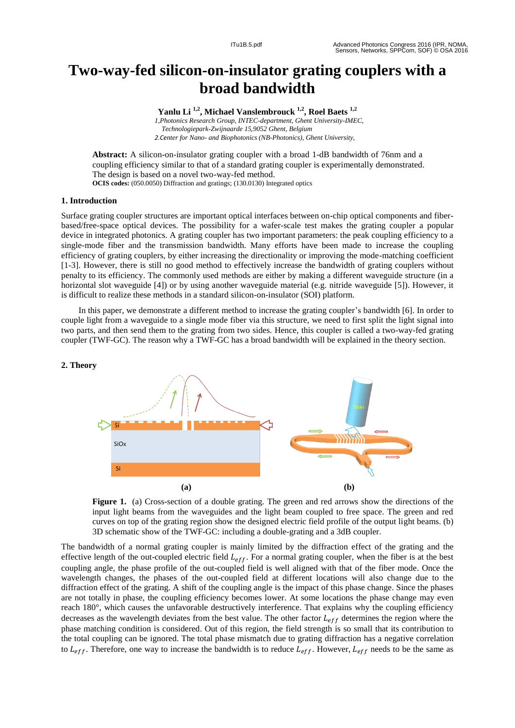# Two-way-fed silicon-on-insulator grating couplers with a broad bandwidth

**Yanlu Li [1,2], Michael Vanslembrouck [1,2], Roel Baets [1,2]**

*1,Photonics Research Group, INTEC-department, Ghent University-IMEC, Technologiepark-Zwijnaarde 15,9052 Ghent, Belgium*
*2.Center for Nano- and Biophotonics (NB-Photonics), Ghent University,*

**Abstract:** A silicon-on-insulator grating coupler with a broad 1-dB bandwidth of 76nm and a coupling efficiency similar to that of a standard grating coupler is experimentally demonstrated. The design is based on a novel two-way-fed method.
**OCIS codes:** (050.0050) Diffraction and gratings; (130.0130) Integrated optics

## 1. Introduction

Surface grating coupler structures are important optical interfaces between on-chip optical components and fiber-based/free-space optical devices. The possibility for a wafer-scale test makes the grating coupler a popular device in integrated photonics. A grating coupler has two important parameters: the peak coupling efficiency to a single-mode fiber and the transmission bandwidth. Many efforts have been made to increase the coupling efficiency of grating couplers, by either increasing the directionality or improving the mode-matching coefficient [1-3]. However, there is still no good method to effectively increase the bandwidth of grating couplers without penalty to its efficiency. The commonly used methods are either by making a different waveguide structure (in a horizontal slot waveguide [4]) or by using another waveguide material (e.g. nitride waveguide [5]). However, it is difficult to realize these methods in a standard silicon-on-insulator (SOI) platform.

In this paper, we demonstrate a different method to increase the grating coupler's bandwidth [6]. In order to couple light from a waveguide to a single mode fiber via this structure, we need to first split the light signal into two parts, and then send them to the grating from two sides. Hence, this coupler is called a two-way-fed grating coupler (TWF-GC). The reason why a TWF-GC has a broad bandwidth will be explained in the theory section.

## 2. Theory

**Figure 1.** (a) Cross-section of a double grating. The green and red arrows show the directions of the input light beams from the waveguides and the light beam coupled to free space. The green and red curves on top of the grating region show the designed electric field profile of the output light beams. (b) 3D schematic show of the TWF-GC: including a double-grating and a 3dB coupler.

The bandwidth of a normal grating coupler is mainly limited by the diffraction effect of the grating and the effective length of the out-coupled electric field $L_{eff}$. For a normal grating coupler, when the fiber is at the best coupling angle, the phase profile of the out-coupled field is well aligned with that of the fiber mode. Once the wavelength changes, the phases of the out-coupled field at different locations will also change due to the diffraction effect of the grating. A shift of the coupling angle is the impact of this phase change. Since the phases are not totally in phase, the coupling efficiency becomes lower. At some locations the phase change may even reach 180°, which causes the unfavorable destructively interference. That explains why the coupling efficiency decreases as the wavelength deviates from the best value. The other factor $L_{eff}$ determines the region where the phase matching condition is considered. Out of this region, the field strength is so small that its contribution to the total coupling can be ignored. The total phase mismatch due to grating diffraction has a negative correlation to $L_{eff}$. Therefore, one way to increase the bandwidth is to reduce $L_{eff}$. However, $L_{eff}$ needs to be the same as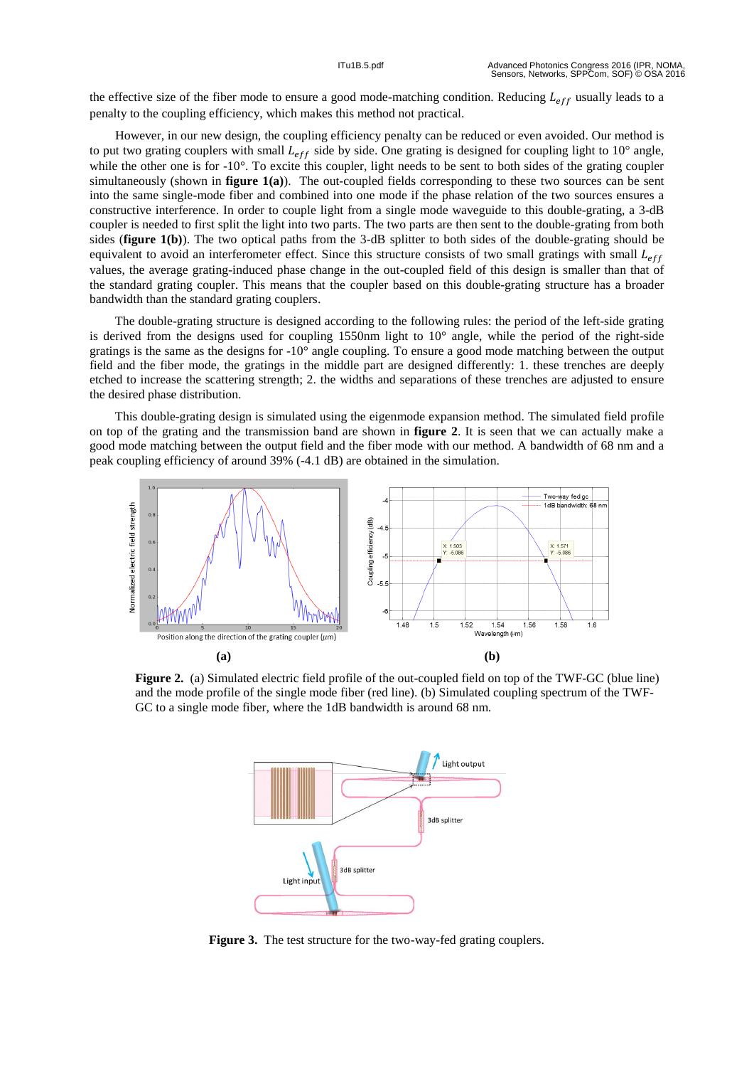the effective size of the fiber mode to ensure a good mode-matching condition. Reducing $L_{eff}$ usually leads to a penalty to the coupling efficiency, which makes this method not practical.

However, in our new design, the coupling efficiency penalty can be reduced or even avoided. Our method is to put two grating couplers with small $L_{eff}$ side by side. One grating is designed for coupling light to 10° angle, while the other one is for -10°. To excite this coupler, light needs to be sent to both sides of the grating coupler simultaneously (shown in **figure 1(a)**). The out-coupled fields corresponding to these two sources can be sent into the same single-mode fiber and combined into one mode if the phase relation of the two sources ensures a constructive interference. In order to couple light from a single mode waveguide to this double-grating, a 3-dB coupler is needed to first split the light into two parts. The two parts are then sent to the double-grating from both sides (**figure 1(b)**). The two optical paths from the 3-dB splitter to both sides of the double-grating should be equivalent to avoid an interferometer effect. Since this structure consists of two small gratings with small $L_{eff}$ values, the average grating-induced phase change in the out-coupled field of this design is smaller than that of the standard grating coupler. This means that the coupler based on this double-grating structure has a broader bandwidth than the standard grating couplers.

The double-grating structure is designed according to the following rules: the period of the left-side grating is derived from the designs used for coupling 1550nm light to 10° angle, while the period of the right-side gratings is the same as the designs for -10° angle coupling. To ensure a good mode matching between the output field and the fiber mode, the gratings in the middle part are designed differently: 1. these trenches are deeply etched to increase the scattering strength; 2. the widths and separations of these trenches are adjusted to ensure the desired phase distribution.

This double-grating design is simulated using the eigenmode expansion method. The simulated field profile on top of the grating and the transmission band are shown in **figure 2**. It is seen that we can actually make a good mode matching between the output field and the fiber mode with our method. A bandwidth of 68 nm and a peak coupling efficiency of around 39% (-4.1 dB) are obtained in the simulation.

**Figure 2.** (a) Simulated electric field profile of the out-coupled field on top of the TWF-GC (blue line) and the mode profile of the single mode fiber (red line). (b) Simulated coupling spectrum of the TWF-GC to a single mode fiber, where the 1dB bandwidth is around 68 nm.

**Figure 3.** The test structure for the two-way-fed grating couplers.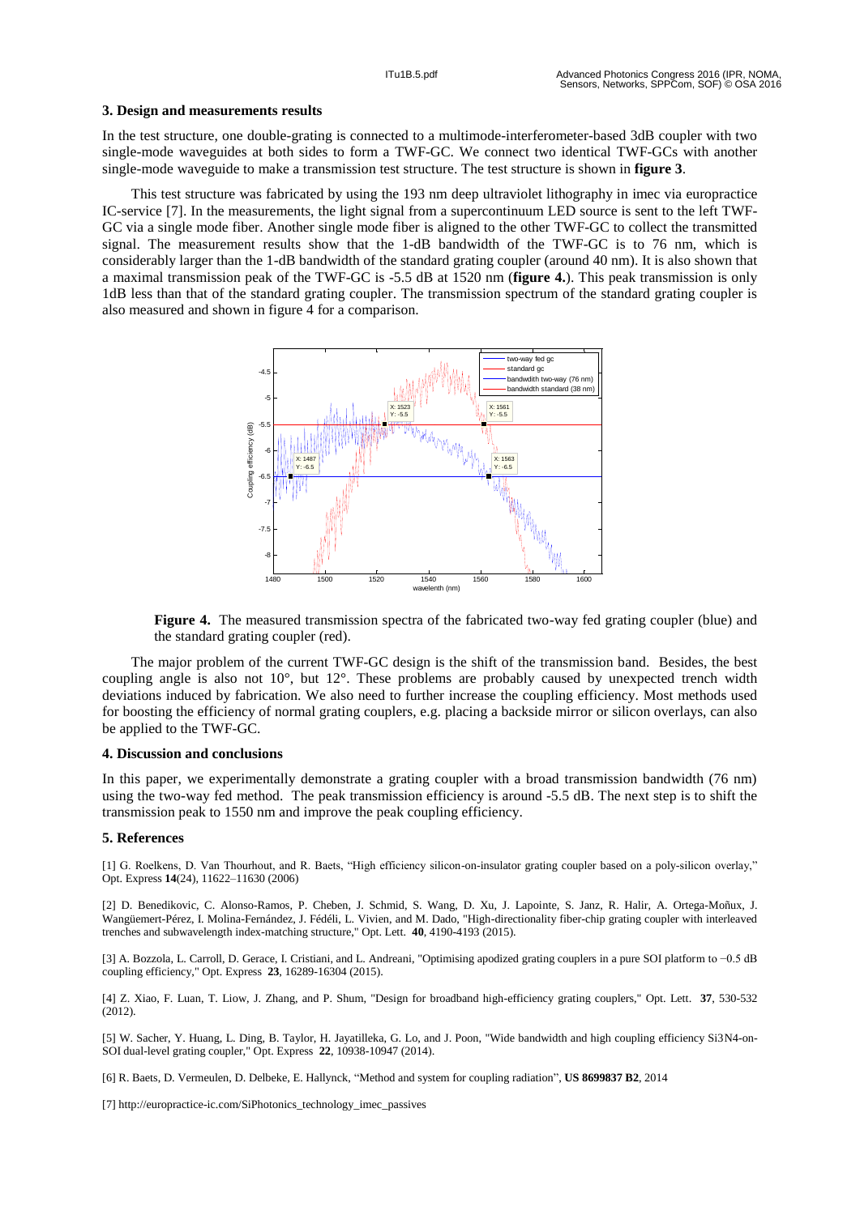### 3. Design and measurements results

In the test structure, one double-grating is connected to a multimode-interferometer-based 3dB coupler with two single-mode waveguides at both sides to form a TWF-GC. We connect two identical TWF-GCs with another single-mode waveguide to make a transmission test structure. The test structure is shown in **figure 3**.

This test structure was fabricated by using the 193 nm deep ultraviolet lithography in imec via europractice IC-service [7]. In the measurements, the light signal from a supercontinuum LED source is sent to the left TWF-GC via a single mode fiber. Another single mode fiber is aligned to the other TWF-GC to collect the transmitted signal. The measurement results show that the 1-dB bandwidth of the TWF-GC is to 76 nm, which is considerably larger than the 1-dB bandwidth of the standard grating coupler (around 40 nm). It is also shown that a maximal transmission peak of the TWF-GC is -5.5 dB at 1520 nm (**figure 4.**). This peak transmission is only 1dB less than that of the standard grating coupler. The transmission spectrum of the standard grating coupler is also measured and shown in figure 4 for a comparison.

two-way fed gc
standard gc
bandwidth two-way (76 nm)
bandwidth standard (38 nm)
X: 1523
Y: -5.5
X: 1561
Y: -5.5
X: 1487
Y: -6.5
X: 1563
Y: -6.5
Coupling efficiency (dB)
-4.5
-5
-5.5
-6
-6.5
-7
-7.5
-8
1480
1500
1520
1540
1560
1580
1600
wavelenth (nm)

**Figure 4.** The measured transmission spectra of the fabricated two-way fed grating coupler (blue) and the standard grating coupler (red).

The major problem of the current TWF-GC design is the shift of the transmission band. Besides, the best coupling angle is also not 10°, but 12°. These problems are probably caused by unexpected trench width deviations induced by fabrication. We also need to further increase the coupling efficiency. Most methods used for boosting the efficiency of normal grating couplers, e.g. placing a backside mirror or silicon overlays, can also be applied to the TWF-GC.

### 4. Discussion and conclusions

In this paper, we experimentally demonstrate a grating coupler with a broad transmission bandwidth (76 nm) using the two-way fed method. The peak transmission efficiency is around -5.5 dB. The next step is to shift the transmission peak to 1550 nm and improve the peak coupling efficiency.

### 5. References

[1] G. Roelkens, D. Van Thourhout, and R. Baets, "High efficiency silicon-on-insulator grating coupler based on a poly-silicon overlay," Opt. Express **14**(24), 11622–11630 (2006)

[2] D. Benedikovic, C. Alonso-Ramos, P. Cheben, J. Schmid, S. Wang, D. Xu, J. Lapointe, S. Janz, R. Halir, A. Ortega-Moñux, J. Wangüemert-Pérez, I. Molina-Fernández, J. Fédéli, L. Vivien, and M. Dado, "High-directionality fiber-chip grating coupler with interleaved trenches and subwavelength index-matching structure," Opt. Lett. **40**, 4190-4193 (2015).

[3] A. Bozzola, L. Carroll, D. Gerace, I. Cristiani, and L. Andreani, "Optimising apodized grating couplers in a pure SOI platform to −0.5 dB coupling efficiency," Opt. Express **23**, 16289-16304 (2015).

[4] Z. Xiao, F. Luan, T. Liow, J. Zhang, and P. Shum, "Design for broadband high-efficiency grating couplers," Opt. Lett. **37**, 530-532 (2012).

[5] W. Sacher, Y. Huang, L. Ding, B. Taylor, H. Jayatilleka, G. Lo, and J. Poon, "Wide bandwidth and high coupling efficiency Si3N4-on-SOI dual-level grating coupler," Opt. Express **22**, 10938-10947 (2014).

[6] R. Baets, D. Vermeulen, D. Delbeke, E. Hallynck, "Method and system for coupling radiation", **US 8699837 B2**, 2014

[7] http://europractice-ic.com/SiPhotonics_technology_imec_passives